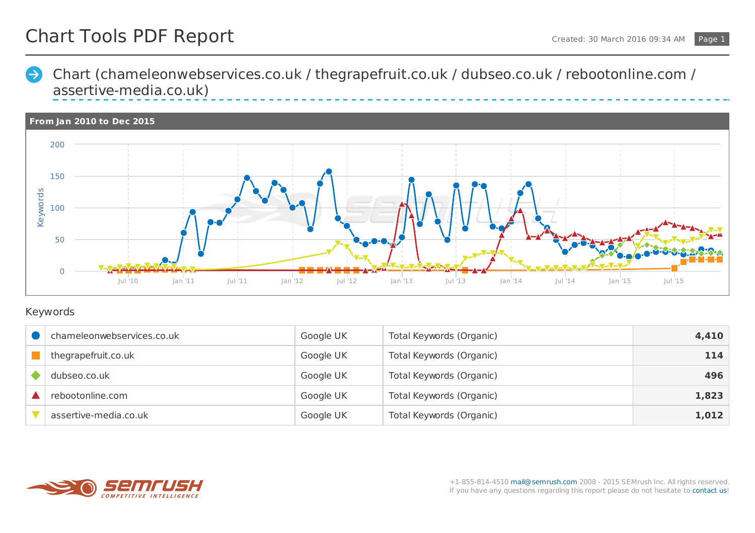# Chart Tools PDF Report

Created: 30 March 2016 09:34 AM

## Chart (chameleonwebservices.co.uk / thegrapefruit.co.uk / dubseo.co.uk / rebootonline.com / assertive-media.co.uk)

**From Jan 2010 to Dec 2015**

## Keywords

| | Domain | Database | Metric | Value |
|---|---|---|---|---|
| ● | chameleonwebservices.co.uk | Google UK | Total Keywords (Organic) | 4,410 |
| ■ | thegrapefruit.co.uk | Google UK | Total Keywords (Organic) | 114 |
| ◆ | dubseo.co.uk | Google UK | Total Keywords (Organic) | 496 |
| ▲ | rebootonline.com | Google UK | Total Keywords (Organic) | 1,823 |
| ▼ | assertive-media.co.uk | Google UK | Total Keywords (Organic) | 1,012 |

SEMRUSH COMPETITIVE INTELLIGENCE

+1-855-814-4510 mail@semrush.com 2008 - 2015 SEMrush Inc. All rights reserved.
If you have any questions regarding this report please do not hesitate to contact us!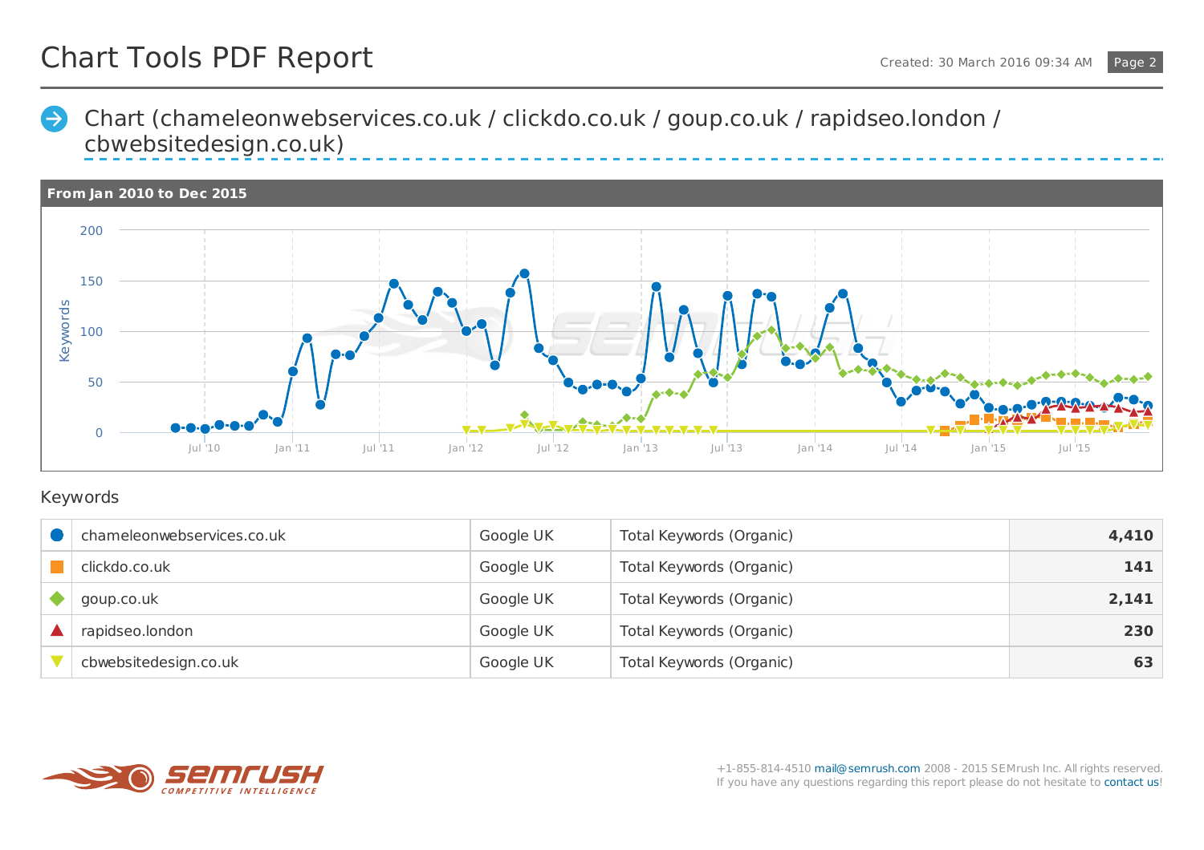# Chart Tools PDF Report

Created: 30 March 2016 09:34 AM

## Chart (chameleonwebservices.co.uk / clickdo.co.uk / goup.co.uk / rapidseo.london / cbwebsitedesign.co.uk)

**From Jan 2010 to Dec 2015**

## Keywords

| | Domain | Database | Metric | Value |
|---|---|---|---|---|
| ● | chameleonwebservices.co.uk | Google UK | Total Keywords (Organic) | **4,410** |
| ■ | clickdo.co.uk | Google UK | Total Keywords (Organic) | **141** |
| ◆ | goup.co.uk | Google UK | Total Keywords (Organic) | **2,141** |
| ▲ | rapidseo.london | Google UK | Total Keywords (Organic) | **230** |
| ▼ | cbwebsitedesign.co.uk | Google UK | Total Keywords (Organic) | **63** |

+1-855-814-4510 mail@semrush.com 2008 - 2015 SEMrush Inc. All rights reserved.
If you have any questions regarding this report please do not hesitate to contact us!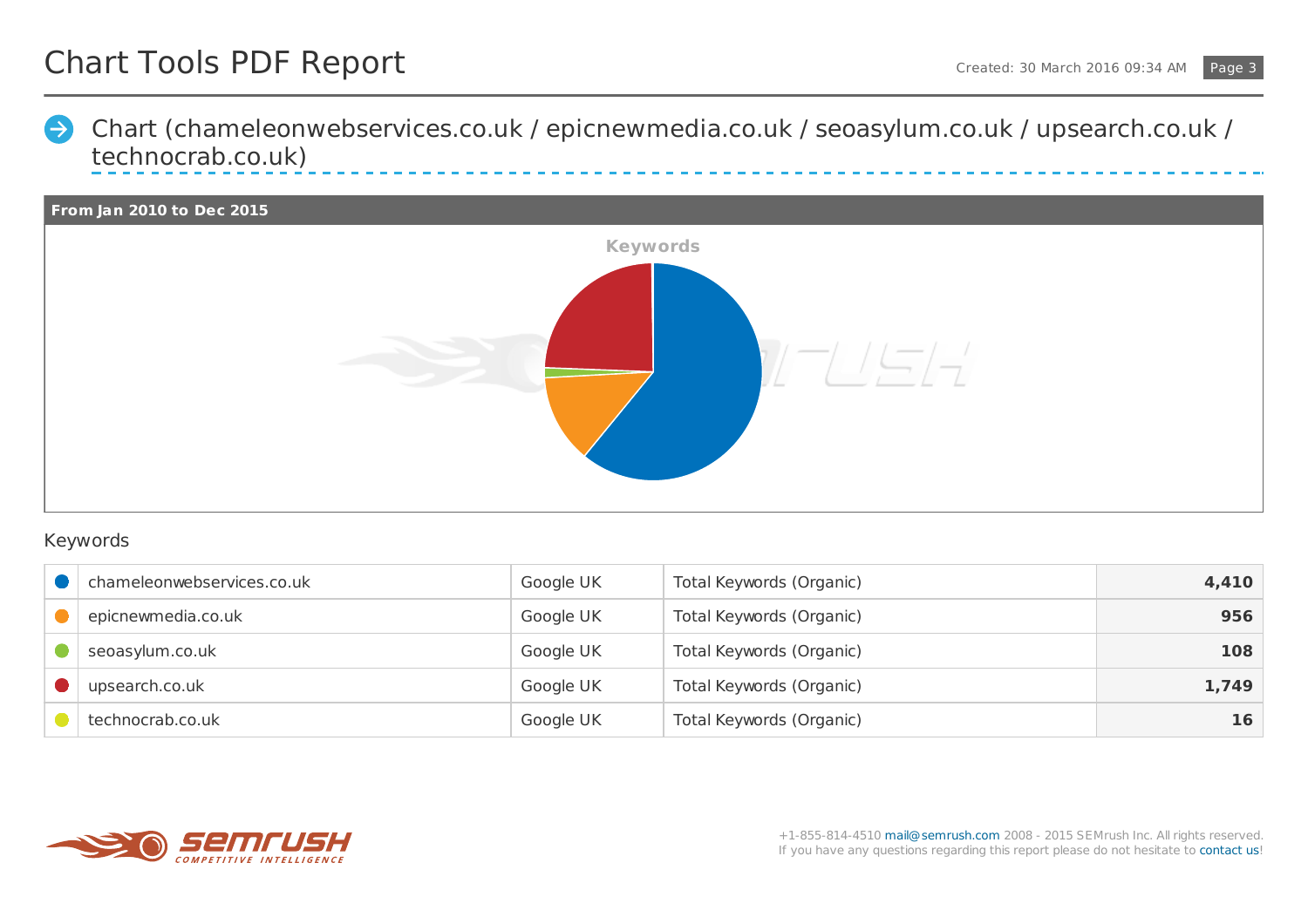# Chart Tools PDF Report

Created: 30 March 2016 09:34 AM

## Chart (chameleonwebservices.co.uk / epicnewmedia.co.uk / seoasylum.co.uk / upsearch.co.uk / technocrab.co.uk)

**From Jan 2010 to Dec 2015**

Keywords

### Keywords

| | | | | |
|---|---|---|---|---|
| ● | chameleonwebservices.co.uk | Google UK | Total Keywords (Organic) | **4,410** |
| ● | epicnewmedia.co.uk | Google UK | Total Keywords (Organic) | **956** |
| ● | seoasylum.co.uk | Google UK | Total Keywords (Organic) | **108** |
| ● | upsearch.co.uk | Google UK | Total Keywords (Organic) | **1,749** |
| ● | technocrab.co.uk | Google UK | Total Keywords (Organic) | **16** |

semrush COMPETITIVE INTELLIGENCE

+1-855-814-4510 mail@semrush.com 2008 - 2015 SEMrush Inc. All rights reserved.
If you have any questions regarding this report please do not hesitate to contact us!